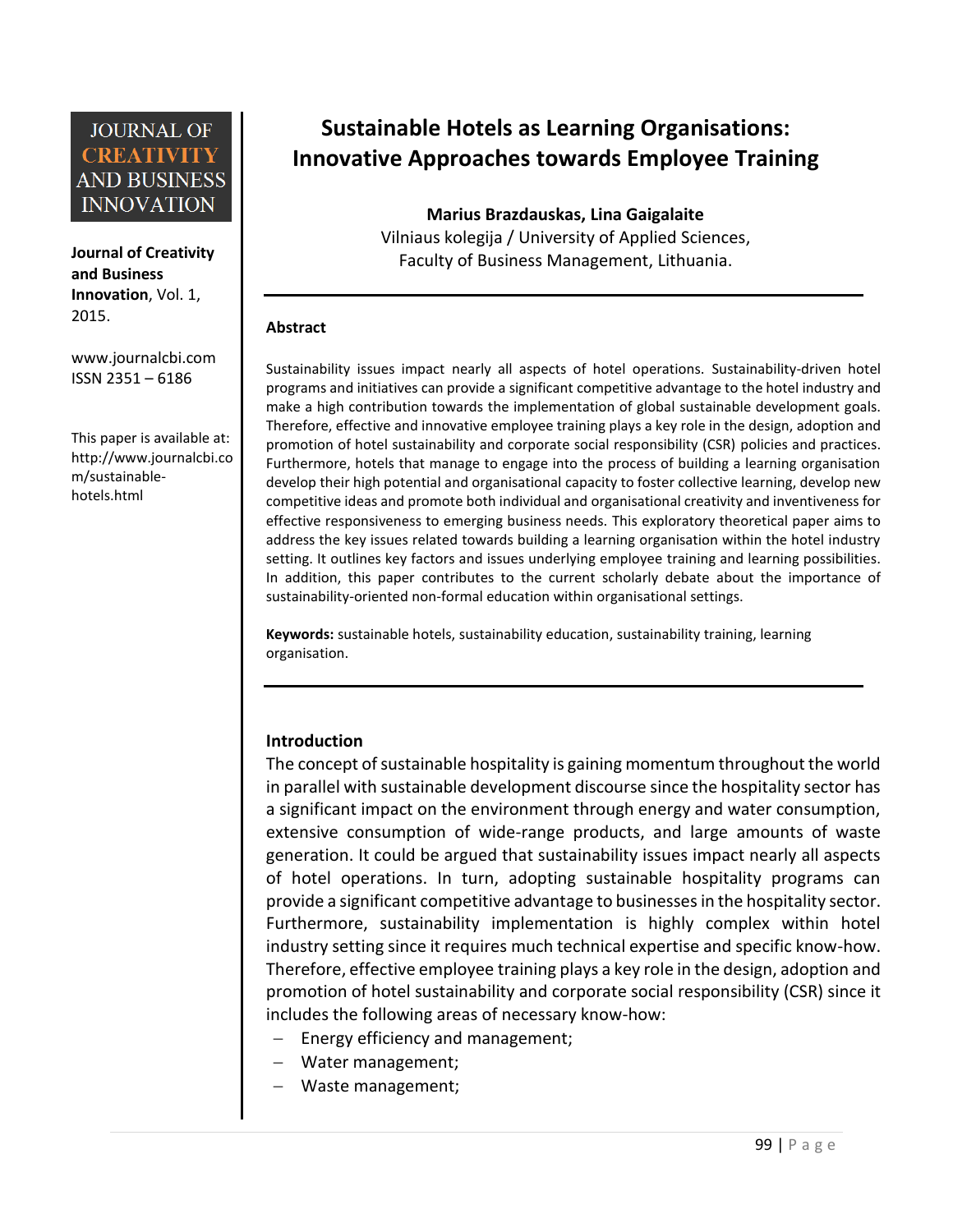# Sustainable Hotels as Learning Organisations: Innovative Approaches towards Employee Training

**Marius Brazdauskas, Lina Gaigalaite**

Vilniaus kolegija / University of Applied Sciences, Faculty of Business Management, Lithuania.

**Journal of Creativity and Business Innovation**, Vol. 1, 2015.

www.journalcbi.com
ISSN 2351 – 6186

This paper is available at: http://www.journalcbi.com/sustainable-hotels.html

## Abstract

Sustainability issues impact nearly all aspects of hotel operations. Sustainability-driven hotel programs and initiatives can provide a significant competitive advantage to the hotel industry and make a high contribution towards the implementation of global sustainable development goals. Therefore, effective and innovative employee training plays a key role in the design, adoption and promotion of hotel sustainability and corporate social responsibility (CSR) policies and practices. Furthermore, hotels that manage to engage into the process of building a learning organisation develop their high potential and organisational capacity to foster collective learning, develop new competitive ideas and promote both individual and organisational creativity and inventiveness for effective responsiveness to emerging business needs. This exploratory theoretical paper aims to address the key issues related towards building a learning organisation within the hotel industry setting. It outlines key factors and issues underlying employee training and learning possibilities. In addition, this paper contributes to the current scholarly debate about the importance of sustainability-oriented non-formal education within organisational settings.

**Keywords:** sustainable hotels, sustainability education, sustainability training, learning organisation.

## Introduction

The concept of sustainable hospitality is gaining momentum throughout the world in parallel with sustainable development discourse since the hospitality sector has a significant impact on the environment through energy and water consumption, extensive consumption of wide-range products, and large amounts of waste generation. It could be argued that sustainability issues impact nearly all aspects of hotel operations. In turn, adopting sustainable hospitality programs can provide a significant competitive advantage to businesses in the hospitality sector. Furthermore, sustainability implementation is highly complex within hotel industry setting since it requires much technical expertise and specific know-how. Therefore, effective employee training plays a key role in the design, adoption and promotion of hotel sustainability and corporate social responsibility (CSR) since it includes the following areas of necessary know-how:

- Energy efficiency and management;
- Water management;
- Waste management;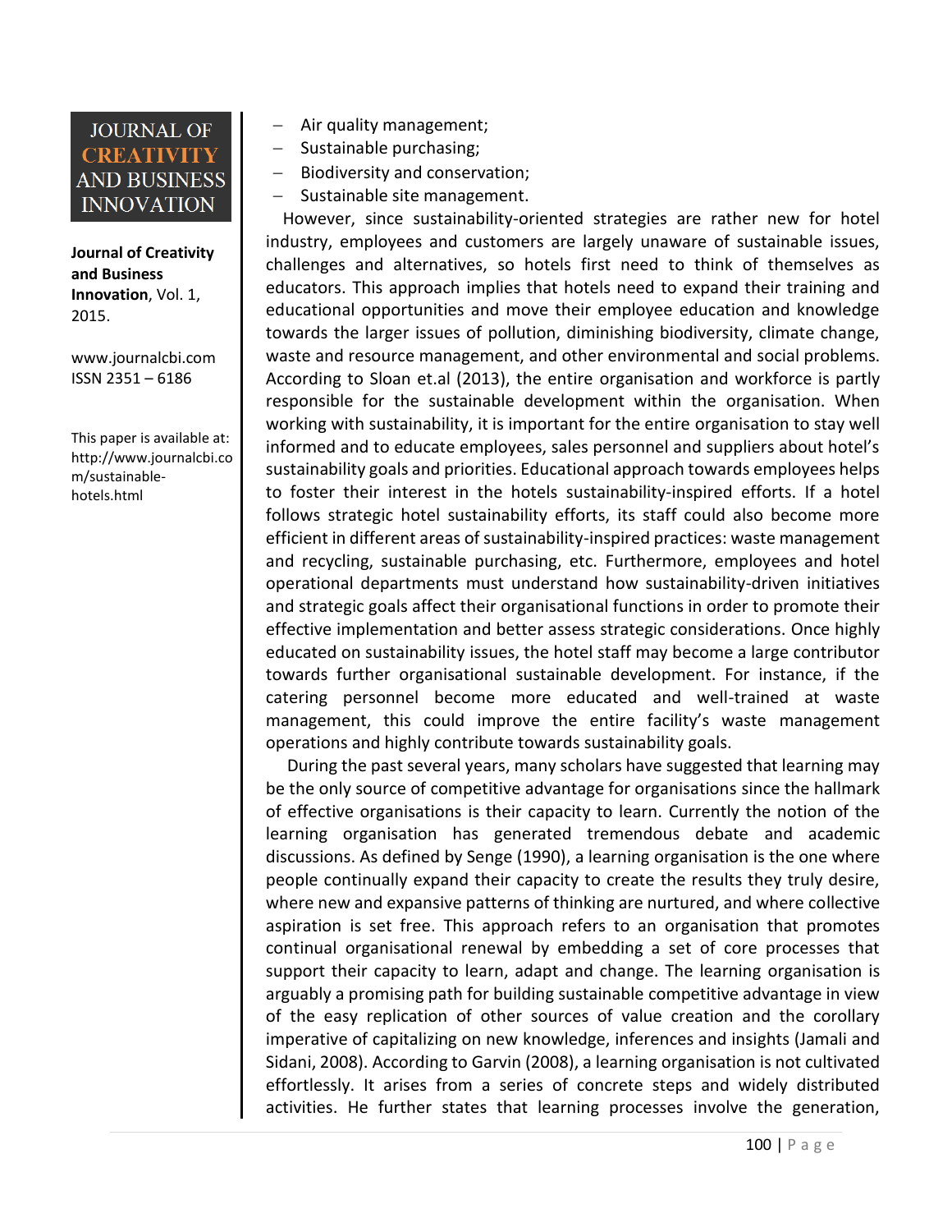- Air quality management;
- Sustainable purchasing;
- Biodiversity and conservation;
- Sustainable site management.

However, since sustainability-oriented strategies are rather new for hotel industry, employees and customers are largely unaware of sustainable issues, challenges and alternatives, so hotels first need to think of themselves as educators. This approach implies that hotels need to expand their training and educational opportunities and move their employee education and knowledge towards the larger issues of pollution, diminishing biodiversity, climate change, waste and resource management, and other environmental and social problems. According to Sloan et.al (2013), the entire organisation and workforce is partly responsible for the sustainable development within the organisation. When working with sustainability, it is important for the entire organisation to stay well informed and to educate employees, sales personnel and suppliers about hotel's sustainability goals and priorities. Educational approach towards employees helps to foster their interest in the hotels sustainability-inspired efforts. If a hotel follows strategic hotel sustainability efforts, its staff could also become more efficient in different areas of sustainability-inspired practices: waste management and recycling, sustainable purchasing, etc. Furthermore, employees and hotel operational departments must understand how sustainability-driven initiatives and strategic goals affect their organisational functions in order to promote their effective implementation and better assess strategic considerations. Once highly educated on sustainability issues, the hotel staff may become a large contributor towards further organisational sustainable development. For instance, if the catering personnel become more educated and well-trained at waste management, this could improve the entire facility's waste management operations and highly contribute towards sustainability goals.

During the past several years, many scholars have suggested that learning may be the only source of competitive advantage for organisations since the hallmark of effective organisations is their capacity to learn. Currently the notion of the learning organisation has generated tremendous debate and academic discussions. As defined by Senge (1990), a learning organisation is the one where people continually expand their capacity to create the results they truly desire, where new and expansive patterns of thinking are nurtured, and where collective aspiration is set free. This approach refers to an organisation that promotes continual organisational renewal by embedding a set of core processes that support their capacity to learn, adapt and change. The learning organisation is arguably a promising path for building sustainable competitive advantage in view of the easy replication of other sources of value creation and the corollary imperative of capitalizing on new knowledge, inferences and insights (Jamali and Sidani, 2008). According to Garvin (2008), a learning organisation is not cultivated effortlessly. It arises from a series of concrete steps and widely distributed activities. He further states that learning processes involve the generation,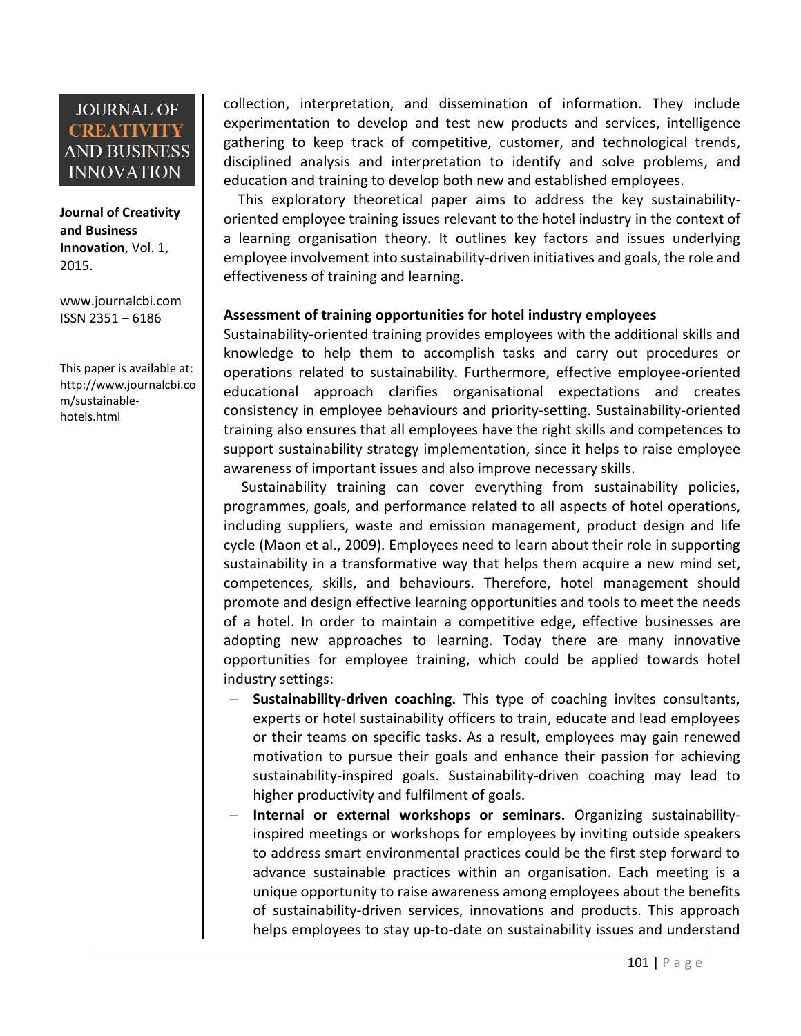collection, interpretation, and dissemination of information. They include experimentation to develop and test new products and services, intelligence gathering to keep track of competitive, customer, and technological trends, disciplined analysis and interpretation to identify and solve problems, and education and training to develop both new and established employees.

This exploratory theoretical paper aims to address the key sustainability-oriented employee training issues relevant to the hotel industry in the context of a learning organisation theory. It outlines key factors and issues underlying employee involvement into sustainability-driven initiatives and goals, the role and effectiveness of training and learning.

**Assessment of training opportunities for hotel industry employees**

Sustainability-oriented training provides employees with the additional skills and knowledge to help them to accomplish tasks and carry out procedures or operations related to sustainability. Furthermore, effective employee-oriented educational approach clarifies organisational expectations and creates consistency in employee behaviours and priority-setting. Sustainability-oriented training also ensures that all employees have the right skills and competences to support sustainability strategy implementation, since it helps to raise employee awareness of important issues and also improve necessary skills.

Sustainability training can cover everything from sustainability policies, programmes, goals, and performance related to all aspects of hotel operations, including suppliers, waste and emission management, product design and life cycle (Maon et al., 2009). Employees need to learn about their role in supporting sustainability in a transformative way that helps them acquire a new mind set, competences, skills, and behaviours. Therefore, hotel management should promote and design effective learning opportunities and tools to meet the needs of a hotel. In order to maintain a competitive edge, effective businesses are adopting new approaches to learning. Today there are many innovative opportunities for employee training, which could be applied towards hotel industry settings:

- **Sustainability-driven coaching.** This type of coaching invites consultants, experts or hotel sustainability officers to train, educate and lead employees or their teams on specific tasks. As a result, employees may gain renewed motivation to pursue their goals and enhance their passion for achieving sustainability-inspired goals. Sustainability-driven coaching may lead to higher productivity and fulfilment of goals.
- **Internal or external workshops or seminars.** Organizing sustainability-inspired meetings or workshops for employees by inviting outside speakers to address smart environmental practices could be the first step forward to advance sustainable practices within an organisation. Each meeting is a unique opportunity to raise awareness among employees about the benefits of sustainability-driven services, innovations and products. This approach helps employees to stay up-to-date on sustainability issues and understand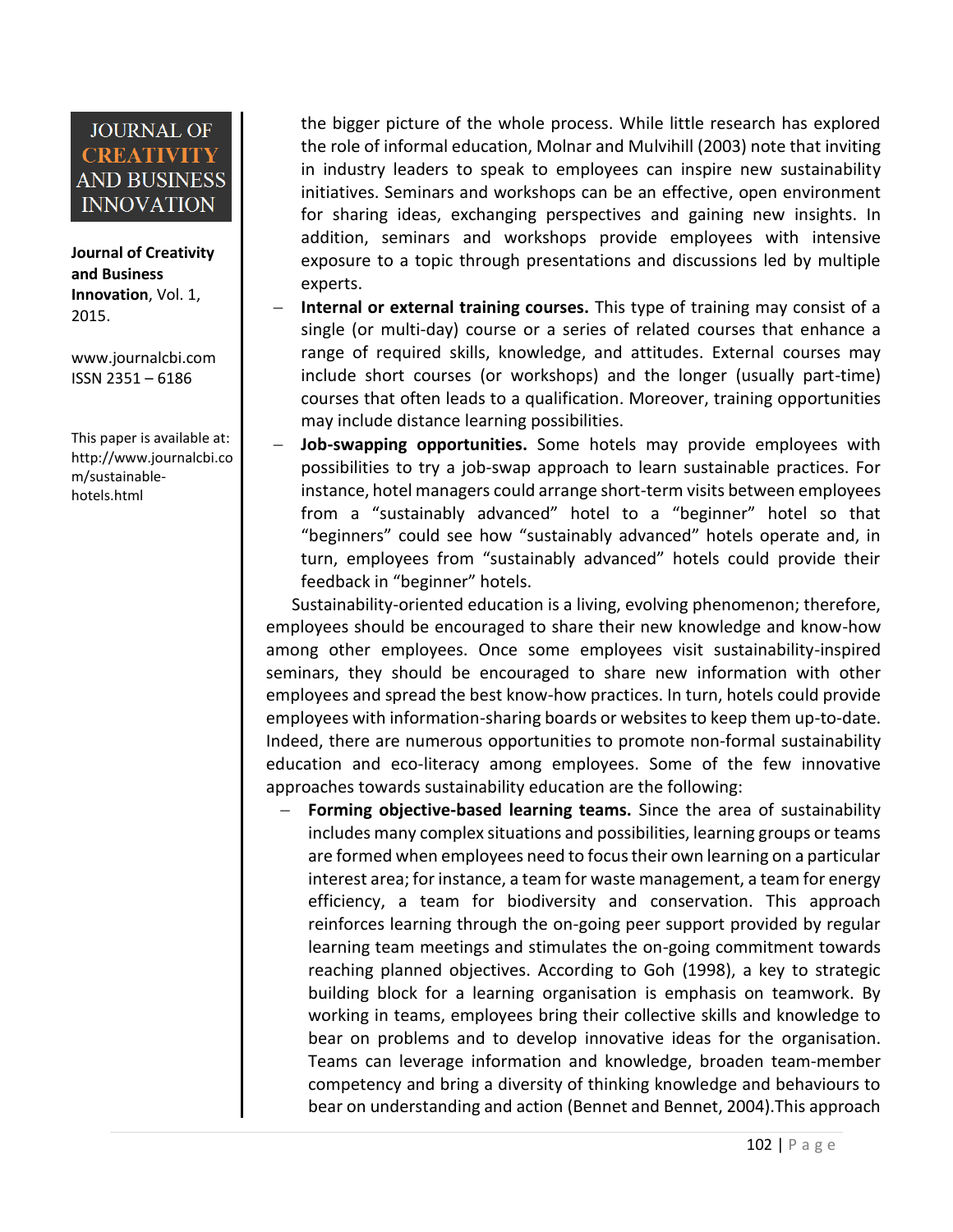the bigger picture of the whole process. While little research has explored the role of informal education, Molnar and Mulvihill (2003) note that inviting in industry leaders to speak to employees can inspire new sustainability initiatives. Seminars and workshops can be an effective, open environment for sharing ideas, exchanging perspectives and gaining new insights. In addition, seminars and workshops provide employees with intensive exposure to a topic through presentations and discussions led by multiple experts.

- **Internal or external training courses.** This type of training may consist of a single (or multi-day) course or a series of related courses that enhance a range of required skills, knowledge, and attitudes. External courses may include short courses (or workshops) and the longer (usually part-time) courses that often leads to a qualification. Moreover, training opportunities may include distance learning possibilities.
- **Job-swapping opportunities.** Some hotels may provide employees with possibilities to try a job-swap approach to learn sustainable practices. For instance, hotel managers could arrange short-term visits between employees from a "sustainably advanced" hotel to a "beginner" hotel so that "beginners" could see how "sustainably advanced" hotels operate and, in turn, employees from "sustainably advanced" hotels could provide their feedback in "beginner" hotels.

Sustainability-oriented education is a living, evolving phenomenon; therefore, employees should be encouraged to share their new knowledge and know-how among other employees. Once some employees visit sustainability-inspired seminars, they should be encouraged to share new information with other employees and spread the best know-how practices. In turn, hotels could provide employees with information-sharing boards or websites to keep them up-to-date. Indeed, there are numerous opportunities to promote non-formal sustainability education and eco-literacy among employees. Some of the few innovative approaches towards sustainability education are the following:

- **Forming objective-based learning teams.** Since the area of sustainability includes many complex situations and possibilities, learning groups or teams are formed when employees need to focus their own learning on a particular interest area; for instance, a team for waste management, a team for energy efficiency, a team for biodiversity and conservation. This approach reinforces learning through the on-going peer support provided by regular learning team meetings and stimulates the on-going commitment towards reaching planned objectives. According to Goh (1998), a key to strategic building block for a learning organisation is emphasis on teamwork. By working in teams, employees bring their collective skills and knowledge to bear on problems and to develop innovative ideas for the organisation. Teams can leverage information and knowledge, broaden team-member competency and bring a diversity of thinking knowledge and behaviours to bear on understanding and action (Bennet and Bennet, 2004).This approach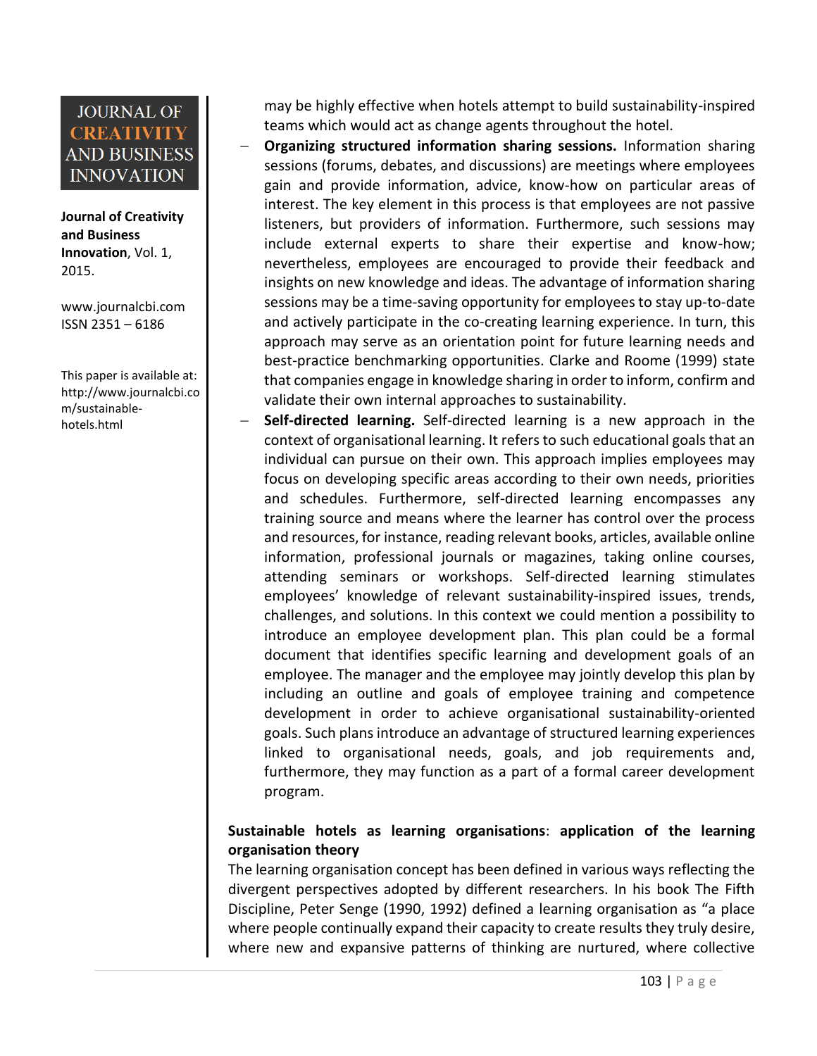may be highly effective when hotels attempt to build sustainability-inspired teams which would act as change agents throughout the hotel.

- **Organizing structured information sharing sessions.** Information sharing sessions (forums, debates, and discussions) are meetings where employees gain and provide information, advice, know-how on particular areas of interest. The key element in this process is that employees are not passive listeners, but providers of information. Furthermore, such sessions may include external experts to share their expertise and know-how; nevertheless, employees are encouraged to provide their feedback and insights on new knowledge and ideas. The advantage of information sharing sessions may be a time-saving opportunity for employees to stay up-to-date and actively participate in the co-creating learning experience. In turn, this approach may serve as an orientation point for future learning needs and best-practice benchmarking opportunities. Clarke and Roome (1999) state that companies engage in knowledge sharing in order to inform, confirm and validate their own internal approaches to sustainability.
- **Self-directed learning.** Self-directed learning is a new approach in the context of organisational learning. It refers to such educational goals that an individual can pursue on their own. This approach implies employees may focus on developing specific areas according to their own needs, priorities and schedules. Furthermore, self-directed learning encompasses any training source and means where the learner has control over the process and resources, for instance, reading relevant books, articles, available online information, professional journals or magazines, taking online courses, attending seminars or workshops. Self-directed learning stimulates employees' knowledge of relevant sustainability-inspired issues, trends, challenges, and solutions. In this context we could mention a possibility to introduce an employee development plan. This plan could be a formal document that identifies specific learning and development goals of an employee. The manager and the employee may jointly develop this plan by including an outline and goals of employee training and competence development in order to achieve organisational sustainability-oriented goals. Such plans introduce an advantage of structured learning experiences linked to organisational needs, goals, and job requirements and, furthermore, they may function as a part of a formal career development program.

**Sustainable hotels as learning organisations**: **application of the learning organisation theory**

The learning organisation concept has been defined in various ways reflecting the divergent perspectives adopted by different researchers. In his book The Fifth Discipline, Peter Senge (1990, 1992) defined a learning organisation as "a place where people continually expand their capacity to create results they truly desire, where new and expansive patterns of thinking are nurtured, where collective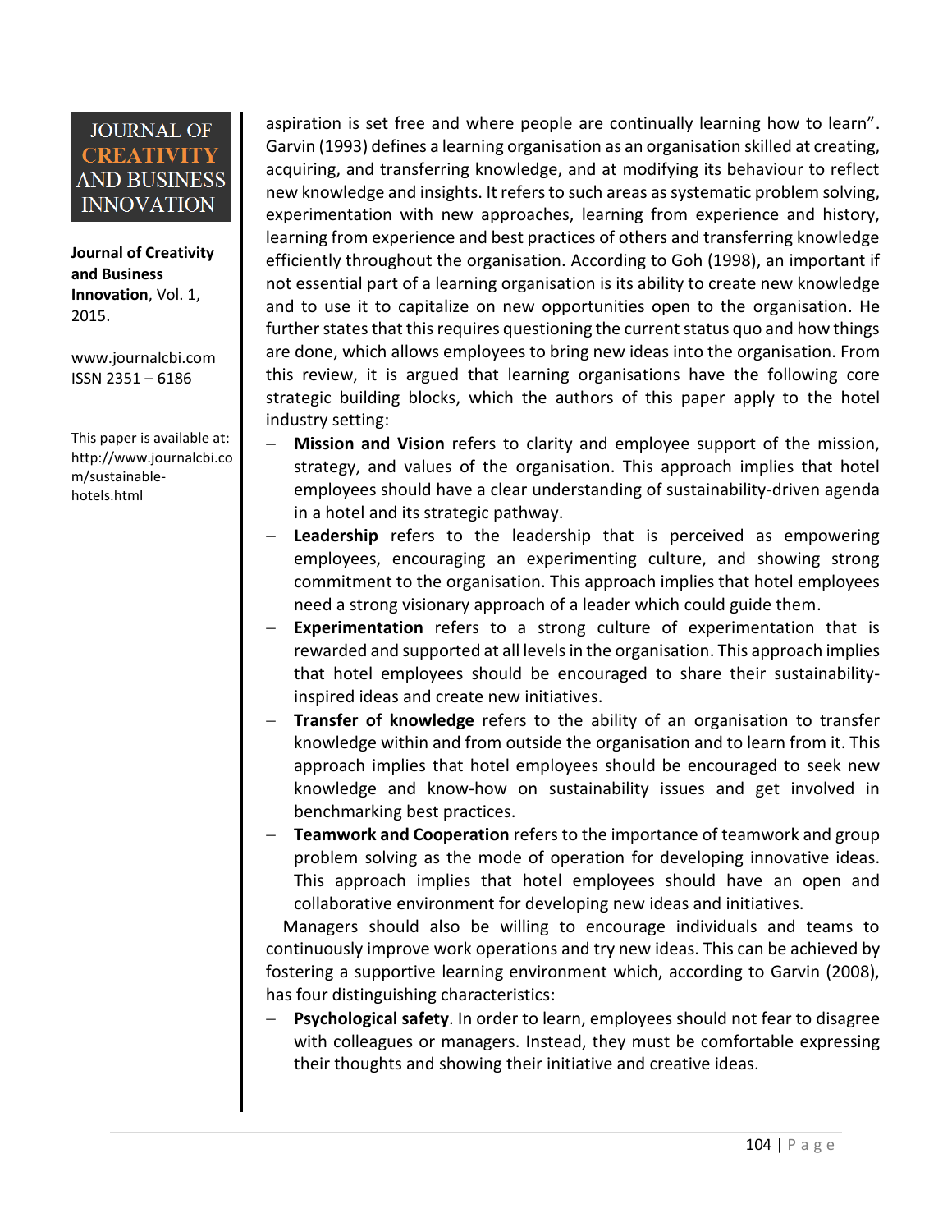aspiration is set free and where people are continually learning how to learn". Garvin (1993) defines a learning organisation as an organisation skilled at creating, acquiring, and transferring knowledge, and at modifying its behaviour to reflect new knowledge and insights. It refers to such areas as systematic problem solving, experimentation with new approaches, learning from experience and history, learning from experience and best practices of others and transferring knowledge efficiently throughout the organisation. According to Goh (1998), an important if not essential part of a learning organisation is its ability to create new knowledge and to use it to capitalize on new opportunities open to the organisation. He further states that this requires questioning the current status quo and how things are done, which allows employees to bring new ideas into the organisation. From this review, it is argued that learning organisations have the following core strategic building blocks, which the authors of this paper apply to the hotel industry setting:

- **Mission and Vision** refers to clarity and employee support of the mission, strategy, and values of the organisation. This approach implies that hotel employees should have a clear understanding of sustainability-driven agenda in a hotel and its strategic pathway.
- **Leadership** refers to the leadership that is perceived as empowering employees, encouraging an experimenting culture, and showing strong commitment to the organisation. This approach implies that hotel employees need a strong visionary approach of a leader which could guide them.
- **Experimentation** refers to a strong culture of experimentation that is rewarded and supported at all levels in the organisation. This approach implies that hotel employees should be encouraged to share their sustainability-inspired ideas and create new initiatives.
- **Transfer of knowledge** refers to the ability of an organisation to transfer knowledge within and from outside the organisation and to learn from it. This approach implies that hotel employees should be encouraged to seek new knowledge and know-how on sustainability issues and get involved in benchmarking best practices.
- **Teamwork and Cooperation** refers to the importance of teamwork and group problem solving as the mode of operation for developing innovative ideas. This approach implies that hotel employees should have an open and collaborative environment for developing new ideas and initiatives.

Managers should also be willing to encourage individuals and teams to continuously improve work operations and try new ideas. This can be achieved by fostering a supportive learning environment which, according to Garvin (2008), has four distinguishing characteristics:

- **Psychological safety**. In order to learn, employees should not fear to disagree with colleagues or managers. Instead, they must be comfortable expressing their thoughts and showing their initiative and creative ideas.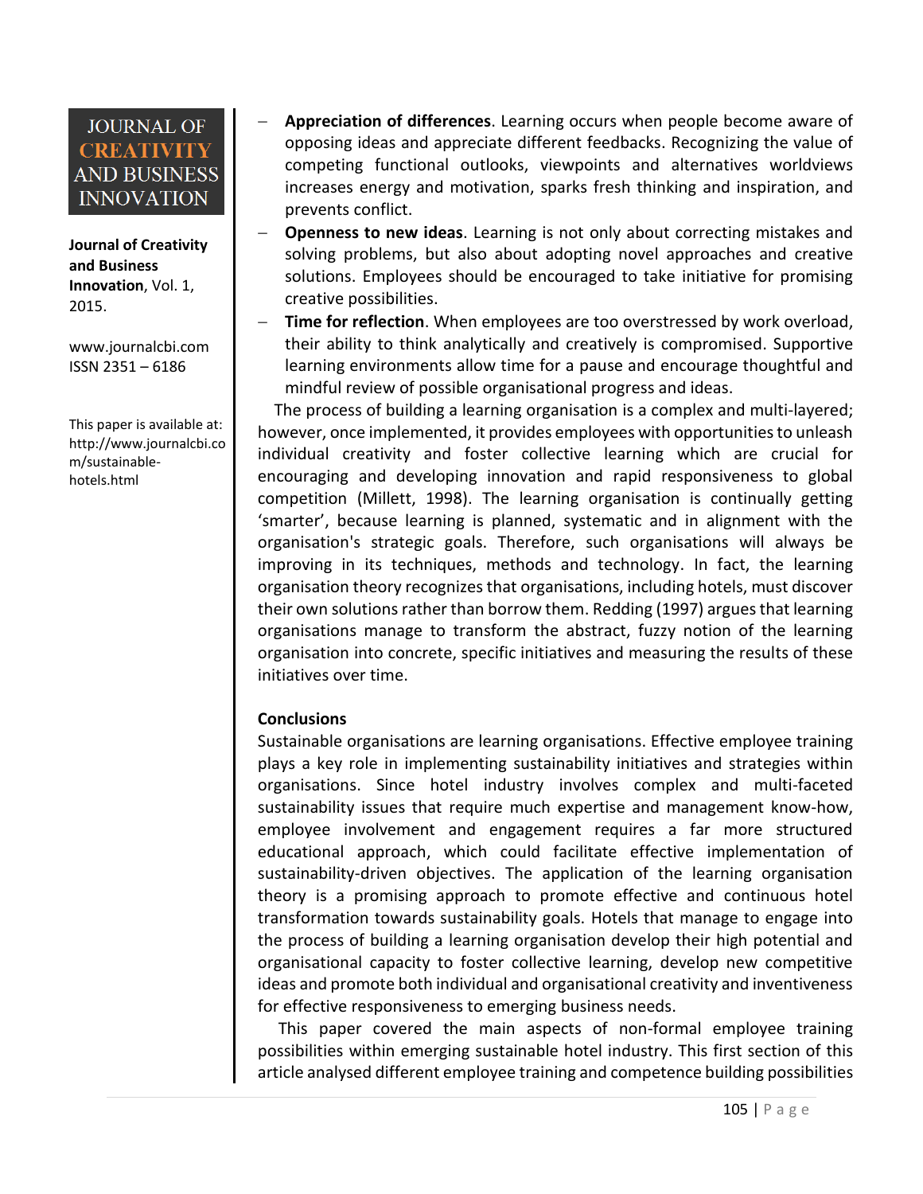- **Appreciation of differences**. Learning occurs when people become aware of opposing ideas and appreciate different feedbacks. Recognizing the value of competing functional outlooks, viewpoints and alternatives worldviews increases energy and motivation, sparks fresh thinking and inspiration, and prevents conflict.
- **Openness to new ideas**. Learning is not only about correcting mistakes and solving problems, but also about adopting novel approaches and creative solutions. Employees should be encouraged to take initiative for promising creative possibilities.
- **Time for reflection**. When employees are too overstressed by work overload, their ability to think analytically and creatively is compromised. Supportive learning environments allow time for a pause and encourage thoughtful and mindful review of possible organisational progress and ideas.

The process of building a learning organisation is a complex and multi-layered; however, once implemented, it provides employees with opportunities to unleash individual creativity and foster collective learning which are crucial for encouraging and developing innovation and rapid responsiveness to global competition (Millett, 1998). The learning organisation is continually getting 'smarter', because learning is planned, systematic and in alignment with the organisation's strategic goals. Therefore, such organisations will always be improving in its techniques, methods and technology. In fact, the learning organisation theory recognizes that organisations, including hotels, must discover their own solutions rather than borrow them. Redding (1997) argues that learning organisations manage to transform the abstract, fuzzy notion of the learning organisation into concrete, specific initiatives and measuring the results of these initiatives over time.

## Conclusions

Sustainable organisations are learning organisations. Effective employee training plays a key role in implementing sustainability initiatives and strategies within organisations. Since hotel industry involves complex and multi-faceted sustainability issues that require much expertise and management know-how, employee involvement and engagement requires a far more structured educational approach, which could facilitate effective implementation of sustainability-driven objectives. The application of the learning organisation theory is a promising approach to promote effective and continuous hotel transformation towards sustainability goals. Hotels that manage to engage into the process of building a learning organisation develop their high potential and organisational capacity to foster collective learning, develop new competitive ideas and promote both individual and organisational creativity and inventiveness for effective responsiveness to emerging business needs.

This paper covered the main aspects of non-formal employee training possibilities within emerging sustainable hotel industry. This first section of this article analysed different employee training and competence building possibilities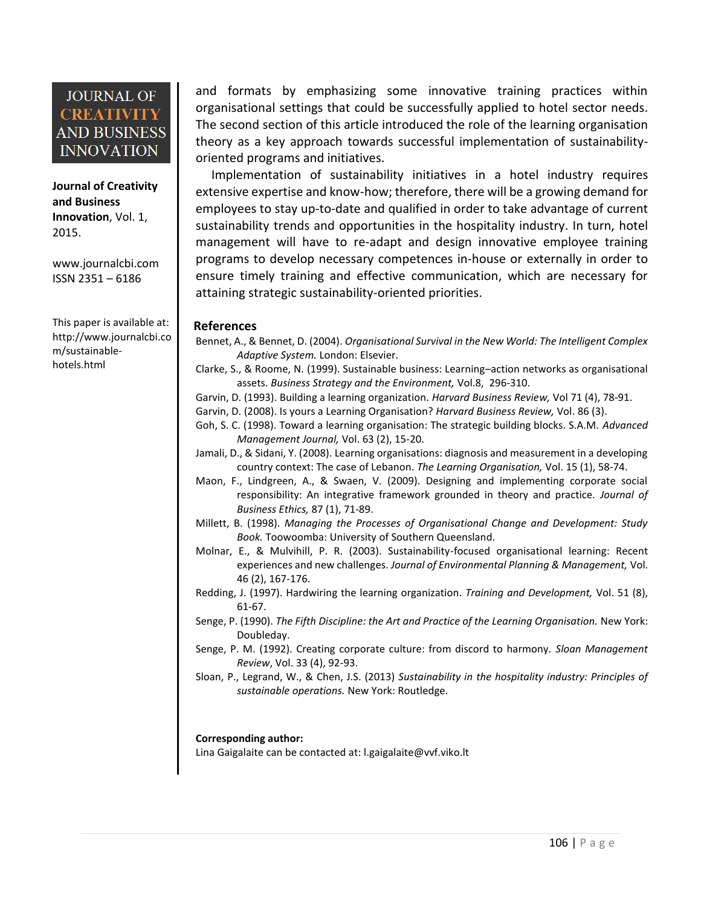and formats by emphasizing some innovative training practices within organisational settings that could be successfully applied to hotel sector needs. The second section of this article introduced the role of the learning organisation theory as a key approach towards successful implementation of sustainability-oriented programs and initiatives.

Implementation of sustainability initiatives in a hotel industry requires extensive expertise and know-how; therefore, there will be a growing demand for employees to stay up-to-date and qualified in order to take advantage of current sustainability trends and opportunities in the hospitality industry. In turn, hotel management will have to re-adapt and design innovative employee training programs to develop necessary competences in-house or externally in order to ensure timely training and effective communication, which are necessary for attaining strategic sustainability-oriented priorities.

## References

Bennet, A., & Bennet, D. (2004). *Organisational Survival in the New World: The Intelligent Complex Adaptive System.* London: Elsevier.

Clarke, S., & Roome, N. (1999). Sustainable business: Learning–action networks as organisational assets. *Business Strategy and the Environment,* Vol.8, 296-310.

Garvin, D. (1993). Building a learning organization. *Harvard Business Review,* Vol 71 (4), 78-91.

Garvin, D. (2008). Is yours a Learning Organisation? *Harvard Business Review,* Vol. 86 (3).

Goh, S. C. (1998). Toward a learning organisation: The strategic building blocks. S.A.M. *Advanced Management Journal,* Vol. 63 (2), 15-20.

Jamali, D., & Sidani, Y. (2008). Learning organisations: diagnosis and measurement in a developing country context: The case of Lebanon. *The Learning Organisation,* Vol. 15 (1), 58-74.

Maon, F., Lindgreen, A., & Swaen, V. (2009). Designing and implementing corporate social responsibility: An integrative framework grounded in theory and practice. *Journal of Business Ethics,* 87 (1), 71-89.

Millett, B. (1998). *Managing the Processes of Organisational Change and Development: Study Book.* Toowoomba: University of Southern Queensland.

Molnar, E., & Mulvihill, P. R. (2003). Sustainability-focused organisational learning: Recent experiences and new challenges. *Journal of Environmental Planning & Management,* Vol. 46 (2), 167-176.

Redding, J. (1997). Hardwiring the learning organization. *Training and Development,* Vol. 51 (8), 61-67.

Senge, P. (1990). *The Fifth Discipline: the Art and Practice of the Learning Organisation.* New York: Doubleday.

Senge, P. M. (1992). Creating corporate culture: from discord to harmony. *Sloan Management Review*, Vol. 33 (4), 92-93.

Sloan, P., Legrand, W., & Chen, J.S. (2013) *Sustainability in the hospitality industry: Principles of sustainable operations.* New York: Routledge.

**Corresponding author:**

Lina Gaigalaite can be contacted at: l.gaigalaite@vvf.viko.lt